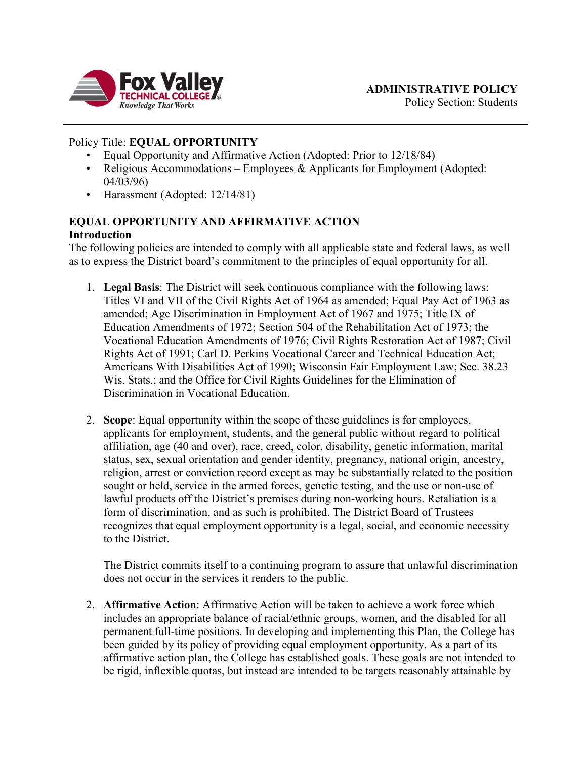**ADMINISTRATIVE POLICY**
Policy Section: Students

Policy Title: **EQUAL OPPORTUNITY**

- Equal Opportunity and Affirmative Action (Adopted: Prior to 12/18/84)
- Religious Accommodations – Employees & Applicants for Employment (Adopted: 04/03/96)
- Harassment (Adopted: 12/14/81)

## EQUAL OPPORTUNITY AND AFFIRMATIVE ACTION

### Introduction

The following policies are intended to comply with all applicable state and federal laws, as well as to express the District board's commitment to the principles of equal opportunity for all.

1. **Legal Basis**: The District will seek continuous compliance with the following laws: Titles VI and VII of the Civil Rights Act of 1964 as amended; Equal Pay Act of 1963 as amended; Age Discrimination in Employment Act of 1967 and 1975; Title IX of Education Amendments of 1972; Section 504 of the Rehabilitation Act of 1973; the Vocational Education Amendments of 1976; Civil Rights Restoration Act of 1987; Civil Rights Act of 1991; Carl D. Perkins Vocational Career and Technical Education Act; Americans With Disabilities Act of 1990; Wisconsin Fair Employment Law; Sec. 38.23 Wis. Stats.; and the Office for Civil Rights Guidelines for the Elimination of Discrimination in Vocational Education.

2. **Scope**: Equal opportunity within the scope of these guidelines is for employees, applicants for employment, students, and the general public without regard to political affiliation, age (40 and over), race, creed, color, disability, genetic information, marital status, sex, sexual orientation and gender identity, pregnancy, national origin, ancestry, religion, arrest or conviction record except as may be substantially related to the position sought or held, service in the armed forces, genetic testing, and the use or non-use of lawful products off the District's premises during non-working hours. Retaliation is a form of discrimination, and as such is prohibited. The District Board of Trustees recognizes that equal employment opportunity is a legal, social, and economic necessity to the District.

   The District commits itself to a continuing program to assure that unlawful discrimination does not occur in the services it renders to the public.

2. **Affirmative Action**: Affirmative Action will be taken to achieve a work force which includes an appropriate balance of racial/ethnic groups, women, and the disabled for all permanent full-time positions. In developing and implementing this Plan, the College has been guided by its policy of providing equal employment opportunity. As a part of its affirmative action plan, the College has established goals. These goals are not intended to be rigid, inflexible quotas, but instead are intended to be targets reasonably attainable by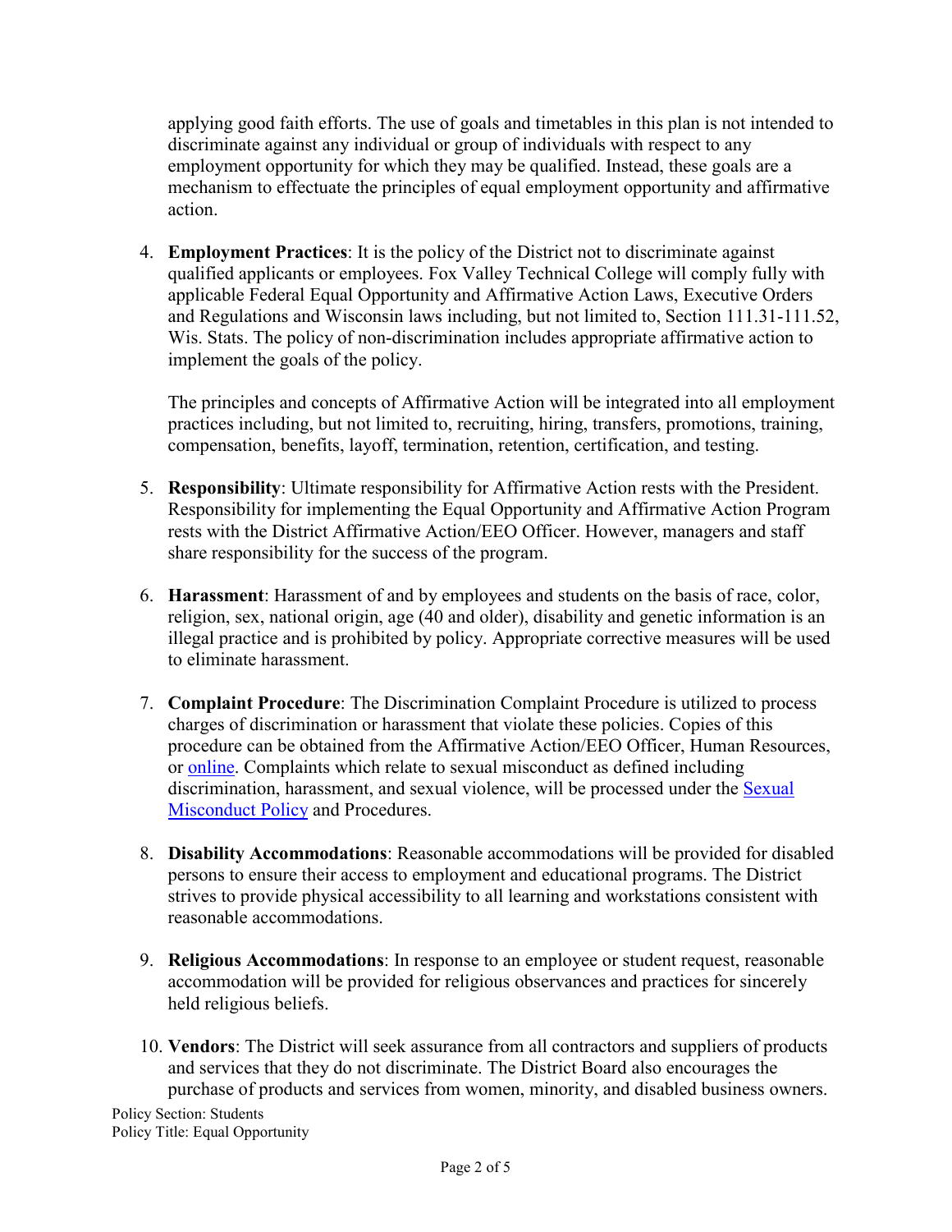applying good faith efforts. The use of goals and timetables in this plan is not intended to discriminate against any individual or group of individuals with respect to any employment opportunity for which they may be qualified. Instead, these goals are a mechanism to effectuate the principles of equal employment opportunity and affirmative action.

4. **Employment Practices**: It is the policy of the District not to discriminate against qualified applicants or employees. Fox Valley Technical College will comply fully with applicable Federal Equal Opportunity and Affirmative Action Laws, Executive Orders and Regulations and Wisconsin laws including, but not limited to, Section 111.31-111.52, Wis. Stats. The policy of non-discrimination includes appropriate affirmative action to implement the goals of the policy.

   The principles and concepts of Affirmative Action will be integrated into all employment practices including, but not limited to, recruiting, hiring, transfers, promotions, training, compensation, benefits, layoff, termination, retention, certification, and testing.

5. **Responsibility**: Ultimate responsibility for Affirmative Action rests with the President. Responsibility for implementing the Equal Opportunity and Affirmative Action Program rests with the District Affirmative Action/EEO Officer. However, managers and staff share responsibility for the success of the program.

6. **Harassment**: Harassment of and by employees and students on the basis of race, color, religion, sex, national origin, age (40 and older), disability and genetic information is an illegal practice and is prohibited by policy. Appropriate corrective measures will be used to eliminate harassment.

7. **Complaint Procedure**: The Discrimination Complaint Procedure is utilized to process charges of discrimination or harassment that violate these policies. Copies of this procedure can be obtained from the Affirmative Action/EEO Officer, Human Resources, or online. Complaints which relate to sexual misconduct as defined including discrimination, harassment, and sexual violence, will be processed under the Sexual Misconduct Policy and Procedures.

8. **Disability Accommodations**: Reasonable accommodations will be provided for disabled persons to ensure their access to employment and educational programs. The District strives to provide physical accessibility to all learning and workstations consistent with reasonable accommodations.

9. **Religious Accommodations**: In response to an employee or student request, reasonable accommodation will be provided for religious observances and practices for sincerely held religious beliefs.

10. **Vendors**: The District will seek assurance from all contractors and suppliers of products and services that they do not discriminate. The District Board also encourages the purchase of products and services from women, minority, and disabled business owners.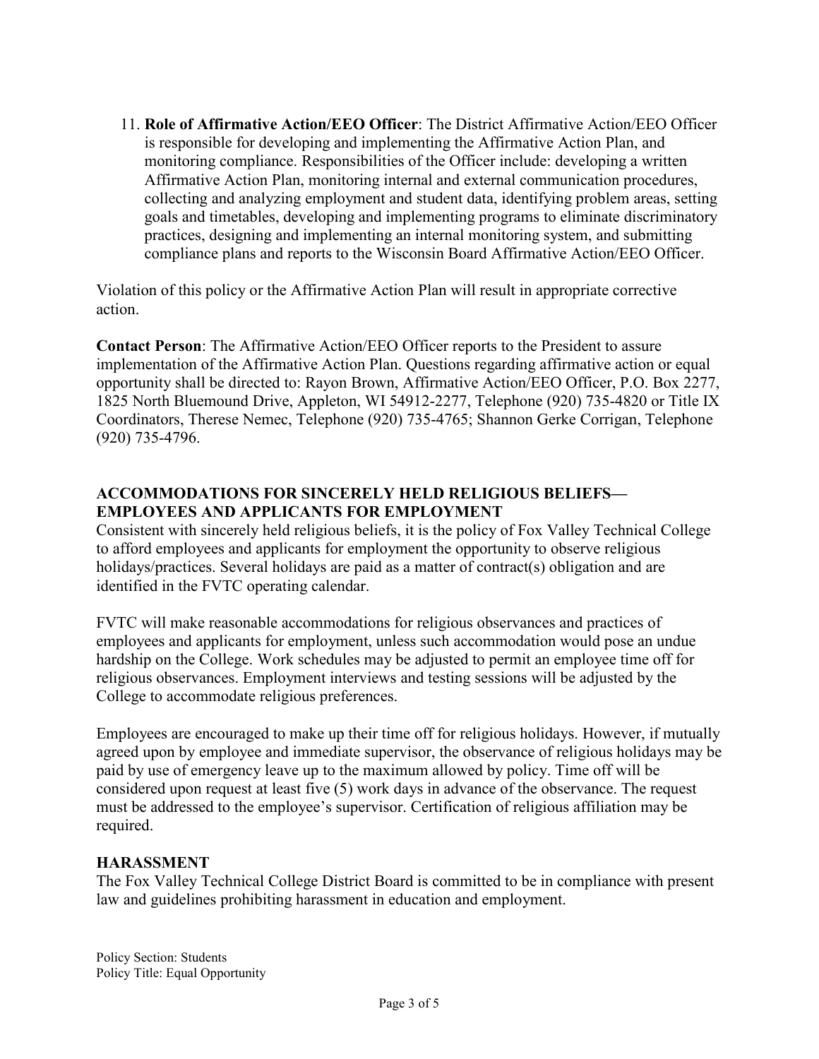11. **Role of Affirmative Action/EEO Officer**: The District Affirmative Action/EEO Officer is responsible for developing and implementing the Affirmative Action Plan, and monitoring compliance. Responsibilities of the Officer include: developing a written Affirmative Action Plan, monitoring internal and external communication procedures, collecting and analyzing employment and student data, identifying problem areas, setting goals and timetables, developing and implementing programs to eliminate discriminatory practices, designing and implementing an internal monitoring system, and submitting compliance plans and reports to the Wisconsin Board Affirmative Action/EEO Officer.

Violation of this policy or the Affirmative Action Plan will result in appropriate corrective action.

**Contact Person**: The Affirmative Action/EEO Officer reports to the President to assure implementation of the Affirmative Action Plan. Questions regarding affirmative action or equal opportunity shall be directed to: Rayon Brown, Affirmative Action/EEO Officer, P.O. Box 2277, 1825 North Bluemound Drive, Appleton, WI 54912-2277, Telephone (920) 735-4820 or Title IX Coordinators, Therese Nemec, Telephone (920) 735-4765; Shannon Gerke Corrigan, Telephone (920) 735-4796.

## ACCOMMODATIONS FOR SINCERELY HELD RELIGIOUS BELIEFS—EMPLOYEES AND APPLICANTS FOR EMPLOYMENT

Consistent with sincerely held religious beliefs, it is the policy of Fox Valley Technical College to afford employees and applicants for employment the opportunity to observe religious holidays/practices. Several holidays are paid as a matter of contract(s) obligation and are identified in the FVTC operating calendar.

FVTC will make reasonable accommodations for religious observances and practices of employees and applicants for employment, unless such accommodation would pose an undue hardship on the College. Work schedules may be adjusted to permit an employee time off for religious observances. Employment interviews and testing sessions will be adjusted by the College to accommodate religious preferences.

Employees are encouraged to make up their time off for religious holidays. However, if mutually agreed upon by employee and immediate supervisor, the observance of religious holidays may be paid by use of emergency leave up to the maximum allowed by policy. Time off will be considered upon request at least five (5) work days in advance of the observance. The request must be addressed to the employee's supervisor. Certification of religious affiliation may be required.

## HARASSMENT

The Fox Valley Technical College District Board is committed to be in compliance with present law and guidelines prohibiting harassment in education and employment.

Policy Section: Students
Policy Title: Equal Opportunity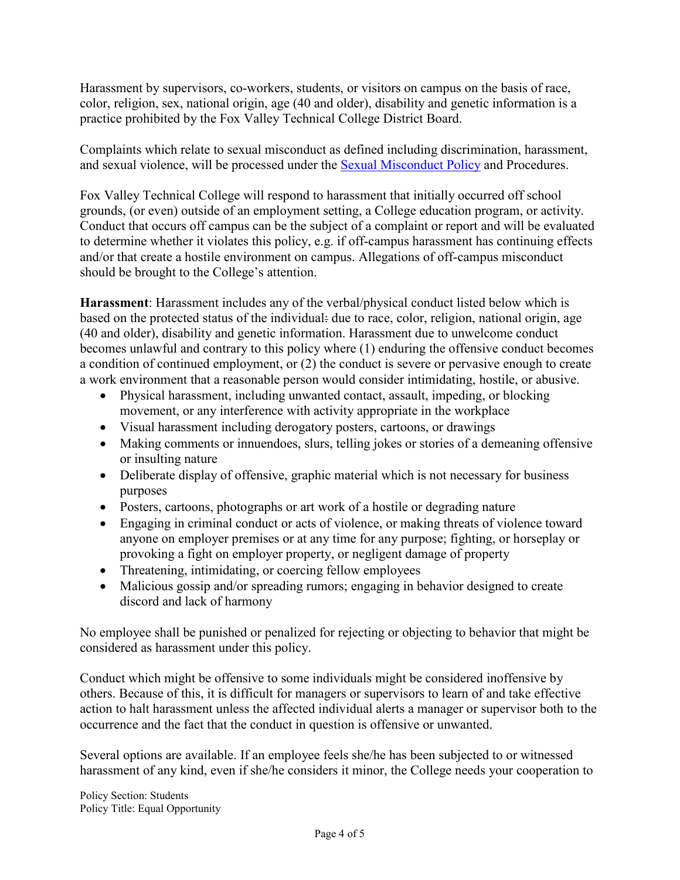Harassment by supervisors, co-workers, students, or visitors on campus on the basis of race, color, religion, sex, national origin, age (40 and older), disability and genetic information is a practice prohibited by the Fox Valley Technical College District Board.

Complaints which relate to sexual misconduct as defined including discrimination, harassment, and sexual violence, will be processed under the [Sexual Misconduct Policy]() and Procedures.

Fox Valley Technical College will respond to harassment that initially occurred off school grounds, (or even) outside of an employment setting, a College education program, or activity. Conduct that occurs off campus can be the subject of a complaint or report and will be evaluated to determine whether it violates this policy, e.g. if off-campus harassment has continuing effects and/or that create a hostile environment on campus. Allegations of off-campus misconduct should be brought to the College's attention.

**Harassment**: Harassment includes any of the verbal/physical conduct listed below which is based on the protected status of the individual: due to race, color, religion, national origin, age (40 and older), disability and genetic information. Harassment due to unwelcome conduct becomes unlawful and contrary to this policy where (1) enduring the offensive conduct becomes a condition of continued employment, or (2) the conduct is severe or pervasive enough to create a work environment that a reasonable person would consider intimidating, hostile, or abusive.

- Physical harassment, including unwanted contact, assault, impeding, or blocking movement, or any interference with activity appropriate in the workplace
- Visual harassment including derogatory posters, cartoons, or drawings
- Making comments or innuendoes, slurs, telling jokes or stories of a demeaning offensive or insulting nature
- Deliberate display of offensive, graphic material which is not necessary for business purposes
- Posters, cartoons, photographs or art work of a hostile or degrading nature
- Engaging in criminal conduct or acts of violence, or making threats of violence toward anyone on employer premises or at any time for any purpose; fighting, or horseplay or provoking a fight on employer property, or negligent damage of property
- Threatening, intimidating, or coercing fellow employees
- Malicious gossip and/or spreading rumors; engaging in behavior designed to create discord and lack of harmony

No employee shall be punished or penalized for rejecting or objecting to behavior that might be considered as harassment under this policy.

Conduct which might be offensive to some individuals might be considered inoffensive by others. Because of this, it is difficult for managers or supervisors to learn of and take effective action to halt harassment unless the affected individual alerts a manager or supervisor both to the occurrence and the fact that the conduct in question is offensive or unwanted.

Several options are available. If an employee feels she/he has been subjected to or witnessed harassment of any kind, even if she/he considers it minor, the College needs your cooperation to

Policy Section: Students
Policy Title: Equal Opportunity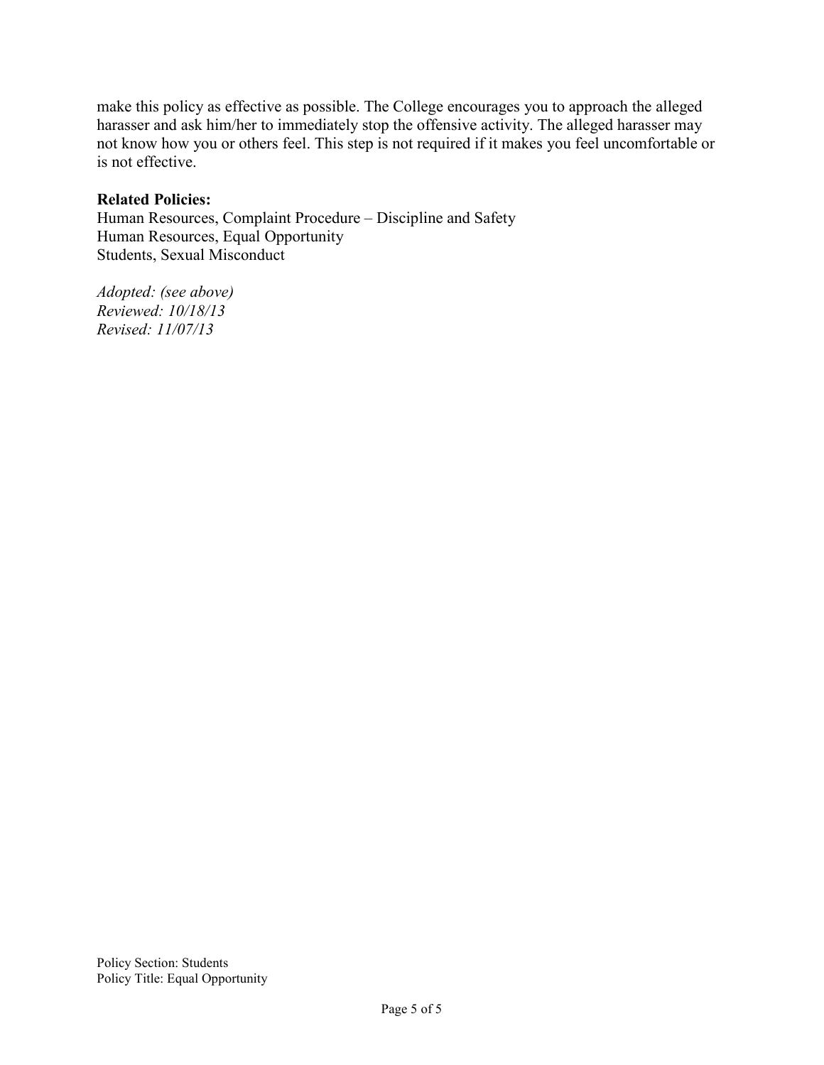make this policy as effective as possible. The College encourages you to approach the alleged harasser and ask him/her to immediately stop the offensive activity. The alleged harasser may not know how you or others feel. This step is not required if it makes you feel uncomfortable or is not effective.

**Related Policies:**
Human Resources, Complaint Procedure – Discipline and Safety
Human Resources, Equal Opportunity
Students, Sexual Misconduct

*Adopted: (see above)*
*Reviewed: 10/18/13*
*Revised: 11/07/13*

Policy Section: Students
Policy Title: Equal Opportunity